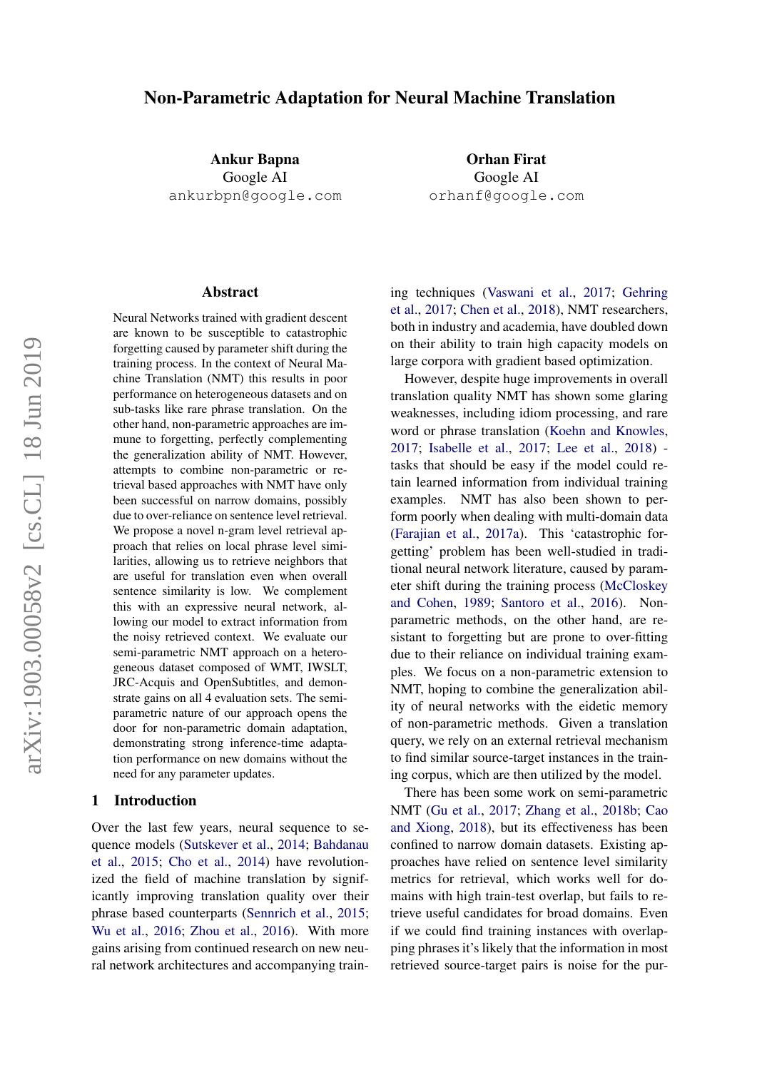# Non-Parametric Adaptation for Neural Machine Translation

**Ankur Bapna**
Google AI
ankurbpn@google.com

**Orhan Firat**
Google AI
orhanf@google.com

## Abstract

Neural Networks trained with gradient descent are known to be susceptible to catastrophic forgetting caused by parameter shift during the training process. In the context of Neural Machine Translation (NMT) this results in poor performance on heterogeneous datasets and on sub-tasks like rare phrase translation. On the other hand, non-parametric approaches are immune to forgetting, perfectly complementing the generalization ability of NMT. However, attempts to combine non-parametric or retrieval based approaches with NMT have only been successful on narrow domains, possibly due to over-reliance on sentence level retrieval. We propose a novel n-gram level retrieval approach that relies on local phrase level similarities, allowing us to retrieve neighbors that are useful for translation even when overall sentence similarity is low. We complement this with an expressive neural network, allowing our model to extract information from the noisy retrieved context. We evaluate our semi-parametric NMT approach on a heterogeneous dataset composed of WMT, IWSLT, JRC-Acquis and OpenSubtitles, and demonstrate gains on all 4 evaluation sets. The semi-parametric nature of our approach opens the door for non-parametric domain adaptation, demonstrating strong inference-time adaptation performance on new domains without the need for any parameter updates.

## 1 Introduction

Over the last few years, neural sequence to sequence models (Sutskever et al., 2014; Bahdanau et al., 2015; Cho et al., 2014) have revolutionized the field of machine translation by significantly improving translation quality over their phrase based counterparts (Sennrich et al., 2015; Wu et al., 2016; Zhou et al., 2016). With more gains arising from continued research on new neural network architectures and accompanying training techniques (Vaswani et al., 2017; Gehring et al., 2017; Chen et al., 2018), NMT researchers, both in industry and academia, have doubled down on their ability to train high capacity models on large corpora with gradient based optimization.

However, despite huge improvements in overall translation quality NMT has shown some glaring weaknesses, including idiom processing, and rare word or phrase translation (Koehn and Knowles, 2017; Isabelle et al., 2017; Lee et al., 2018) - tasks that should be easy if the model could retain learned information from individual training examples. NMT has also been shown to perform poorly when dealing with multi-domain data (Farajian et al., 2017a). This 'catastrophic forgetting' problem has been well-studied in traditional neural network literature, caused by parameter shift during the training process (McCloskey and Cohen, 1989; Santoro et al., 2016). Non-parametric methods, on the other hand, are resistant to forgetting but are prone to over-fitting due to their reliance on individual training examples. We focus on a non-parametric extension to NMT, hoping to combine the generalization ability of neural networks with the eidetic memory of non-parametric methods. Given a translation query, we rely on an external retrieval mechanism to find similar source-target instances in the training corpus, which are then utilized by the model.

There has been some work on semi-parametric NMT (Gu et al., 2017; Zhang et al., 2018b; Cao and Xiong, 2018), but its effectiveness has been confined to narrow domain datasets. Existing approaches have relied on sentence level similarity metrics for retrieval, which works well for domains with high train-test overlap, but fails to retrieve useful candidates for broad domains. Even if we could find training instances with overlapping phrases it's likely that the information in most retrieved source-target pairs is noise for the pur-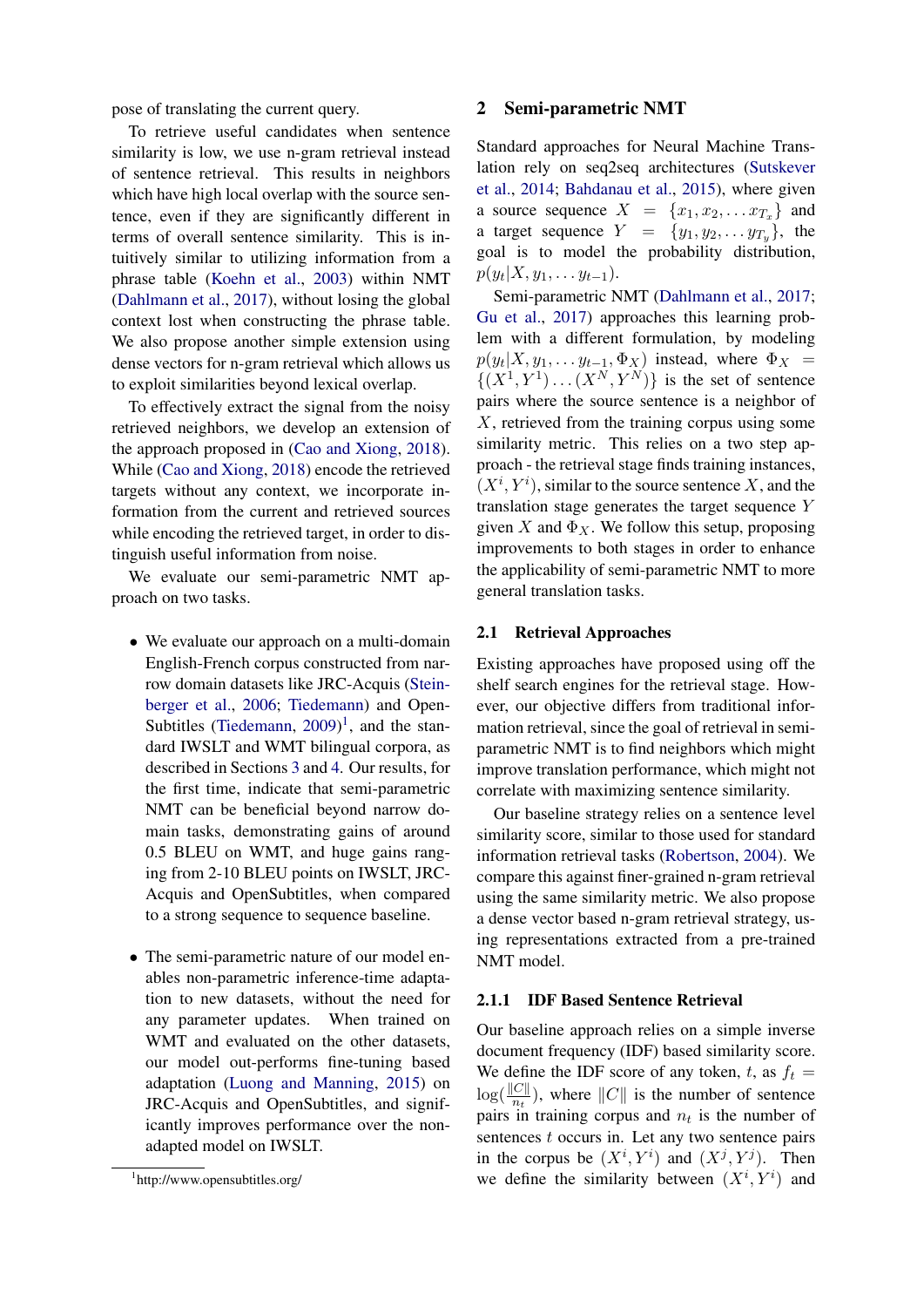pose of translating the current query.

To retrieve useful candidates when sentence similarity is low, we use n-gram retrieval instead of sentence retrieval. This results in neighbors which have high local overlap with the source sentence, even if they are significantly different in terms of overall sentence similarity. This is intuitively similar to utilizing information from a phrase table (Koehn et al., 2003) within NMT (Dahlmann et al., 2017), without losing the global context lost when constructing the phrase table. We also propose another simple extension using dense vectors for n-gram retrieval which allows us to exploit similarities beyond lexical overlap.

To effectively extract the signal from the noisy retrieved neighbors, we develop an extension of the approach proposed in (Cao and Xiong, 2018). While (Cao and Xiong, 2018) encode the retrieved targets without any context, we incorporate information from the current and retrieved sources while encoding the retrieved target, in order to distinguish useful information from noise.

We evaluate our semi-parametric NMT approach on two tasks.

- We evaluate our approach on a multi-domain English-French corpus constructed from narrow domain datasets like JRC-Acquis (Steinberger et al., 2006; Tiedemann) and OpenSubtitles (Tiedemann, 2009)[1], and the standard IWSLT and WMT bilingual corpora, as described in Sections 3 and 4. Our results, for the first time, indicate that semi-parametric NMT can be beneficial beyond narrow domain tasks, demonstrating gains of around 0.5 BLEU on WMT, and huge gains ranging from 2-10 BLEU points on IWSLT, JRC-Acquis and OpenSubtitles, when compared to a strong sequence to sequence baseline.

- The semi-parametric nature of our model enables non-parametric inference-time adaptation to new datasets, without the need for any parameter updates. When trained on WMT and evaluated on the other datasets, our model out-performs fine-tuning based adaptation (Luong and Manning, 2015) on JRC-Acquis and OpenSubtitles, and significantly improves performance over the non-adapted model on IWSLT.

[1] http://www.opensubtitles.org/

## 2 Semi-parametric NMT

Standard approaches for Neural Machine Translation rely on seq2seq architectures (Sutskever et al., 2014; Bahdanau et al., 2015), where given a source sequence $X = \{x_1, x_2, \ldots x_{T_x}\}$ and a target sequence $Y = \{y_1, y_2, \ldots y_{T_y}\}$, the goal is to model the probability distribution, $p(y_t | X, y_1, \ldots y_{t-1})$.

Semi-parametric NMT (Dahlmann et al., 2017; Gu et al., 2017) approaches this learning problem with a different formulation, by modeling $p(y_t | X, y_1, \ldots y_{t-1}, \Phi_X)$ instead, where $\Phi_X = \{(X^1, Y^1) \ldots (X^N, Y^N)\}$ is the set of sentence pairs where the source sentence is a neighbor of $X$, retrieved from the training corpus using some similarity metric. This relies on a two step approach - the retrieval stage finds training instances, $(X^i, Y^i)$, similar to the source sentence $X$, and the translation stage generates the target sequence $Y$ given $X$ and $\Phi_X$. We follow this setup, proposing improvements to both stages in order to enhance the applicability of semi-parametric NMT to more general translation tasks.

### 2.1 Retrieval Approaches

Existing approaches have proposed using off the shelf search engines for the retrieval stage. However, our objective differs from traditional information retrieval, since the goal of retrieval in semi-parametric NMT is to find neighbors which might improve translation performance, which might not correlate with maximizing sentence similarity.

Our baseline strategy relies on a sentence level similarity score, similar to those used for standard information retrieval tasks (Robertson, 2004). We compare this against finer-grained n-gram retrieval using the same similarity metric. We also propose a dense vector based n-gram retrieval strategy, using representations extracted from a pre-trained NMT model.

#### 2.1.1 IDF Based Sentence Retrieval

Our baseline approach relies on a simple inverse document frequency (IDF) based similarity score. We define the IDF score of any token, $t$, as $f_t = \log(\frac{\|C\|}{n_t})$, where $\|C\|$ is the number of sentence pairs in training corpus and $n_t$ is the number of sentences $t$ occurs in. Let any two sentence pairs in the corpus be $(X^i, Y^i)$ and $(X^j, Y^j)$. Then we define the similarity between $(X^i, Y^i)$ and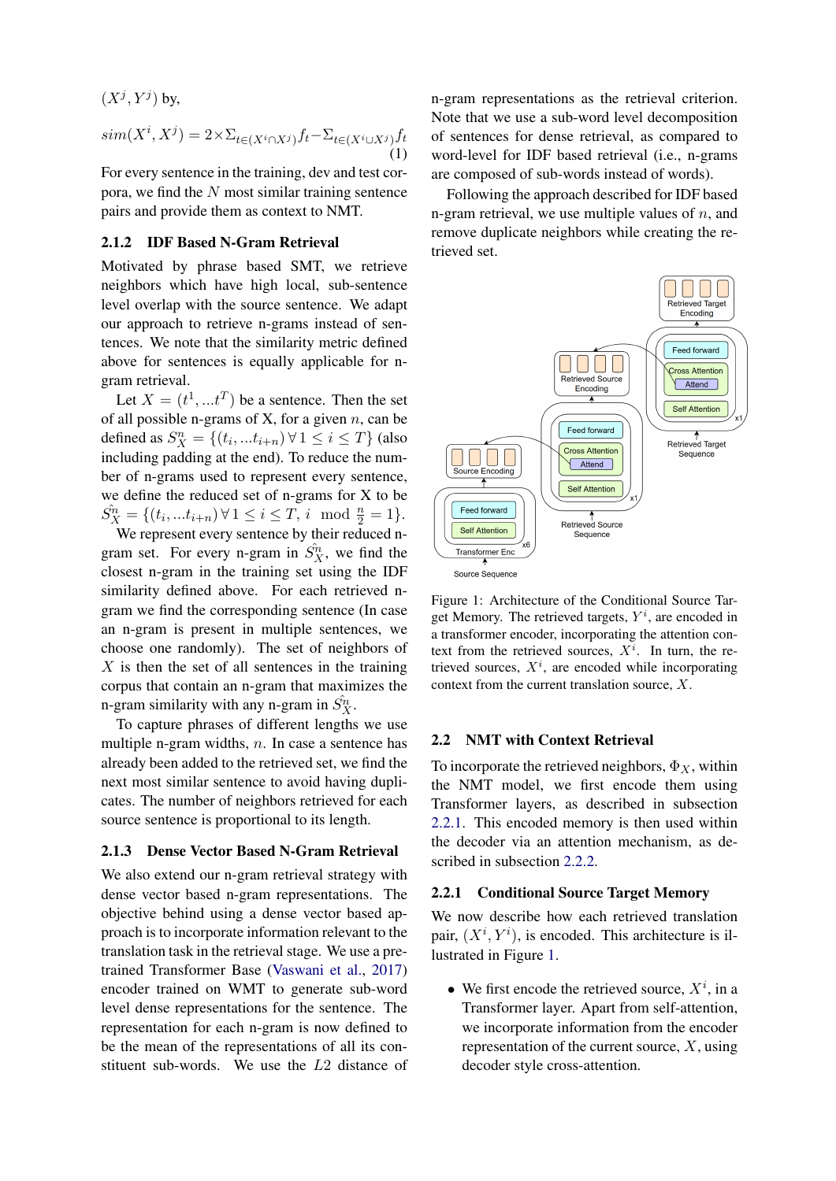$(X^j, Y^j)$ by,

$$sim(X^i, X^j) = 2 \times \Sigma_{t \in (X^i \cap X^j)} f_t - \Sigma_{t \in (X^i \cup X^j)} f_t \quad (1)$$

For every sentence in the training, dev and test corpora, we find the $N$ most similar training sentence pairs and provide them as context to NMT.

### 2.1.2 IDF Based N-Gram Retrieval

Motivated by phrase based SMT, we retrieve neighbors which have high local, sub-sentence level overlap with the source sentence. We adapt our approach to retrieve n-grams instead of sentences. We note that the similarity metric defined above for sentences is equally applicable for n-gram retrieval.

Let $X = (t^1, ...t^T)$ be a sentence. Then the set of all possible n-grams of X, for a given $n$, can be defined as $S_X^n = \{(t_i, ...t_{i+n}) \forall 1 \leq i \leq T\}$ (also including padding at the end). To reduce the number of n-grams used to represent every sentence, we define the reduced set of n-grams for X to be $\hat{S_X^n} = \{(t_i, ...t_{i+n}) \forall 1 \leq i \leq T, i \mod \frac{n}{2} = 1\}$.

We represent every sentence by their reduced n-gram set. For every n-gram in $\hat{S_X^n}$, we find the closest n-gram in the training set using the IDF similarity defined above. For each retrieved n-gram we find the corresponding sentence (In case an n-gram is present in multiple sentences, we choose one randomly). The set of neighbors of $X$ is then the set of all sentences in the training corpus that contain an n-gram that maximizes the n-gram similarity with any n-gram in $\hat{S_X^n}$.

To capture phrases of different lengths we use multiple n-gram widths, $n$. In case a sentence has already been added to the retrieved set, we find the next most similar sentence to avoid having duplicates. The number of neighbors retrieved for each source sentence is proportional to its length.

### 2.1.3 Dense Vector Based N-Gram Retrieval

We also extend our n-gram retrieval strategy with dense vector based n-gram representations. The objective behind using a dense vector based approach is to incorporate information relevant to the translation task in the retrieval stage. We use a pretrained Transformer Base (Vaswani et al., 2017) encoder trained on WMT to generate sub-word level dense representations for the sentence. The representation for each n-gram is now defined to be the mean of the representations of all its constituent sub-words. We use the $L2$ distance of n-gram representations as the retrieval criterion. Note that we use a sub-word level decomposition of sentences for dense retrieval, as compared to word-level for IDF based retrieval (i.e., n-grams are composed of sub-words instead of words).

Following the approach described for IDF based n-gram retrieval, we use multiple values of $n$, and remove duplicate neighbors while creating the retrieved set.

Figure 1: Architecture of the Conditional Source Target Memory. The retrieved targets, $Y^i$, are encoded in a transformer encoder, incorporating the attention context from the retrieved sources, $X^i$. In turn, the retrieved sources, $X^i$, are encoded while incorporating context from the current translation source, $X$.

## 2.2 NMT with Context Retrieval

To incorporate the retrieved neighbors, $\Phi_X$, within the NMT model, we first encode them using Transformer layers, as described in subsection 2.2.1. This encoded memory is then used within the decoder via an attention mechanism, as described in subsection 2.2.2.

### 2.2.1 Conditional Source Target Memory

We now describe how each retrieved translation pair, $(X^i, Y^i)$, is encoded. This architecture is illustrated in Figure 1.

- We first encode the retrieved source, $X^i$, in a Transformer layer. Apart from self-attention, we incorporate information from the encoder representation of the current source, $X$, using decoder style cross-attention.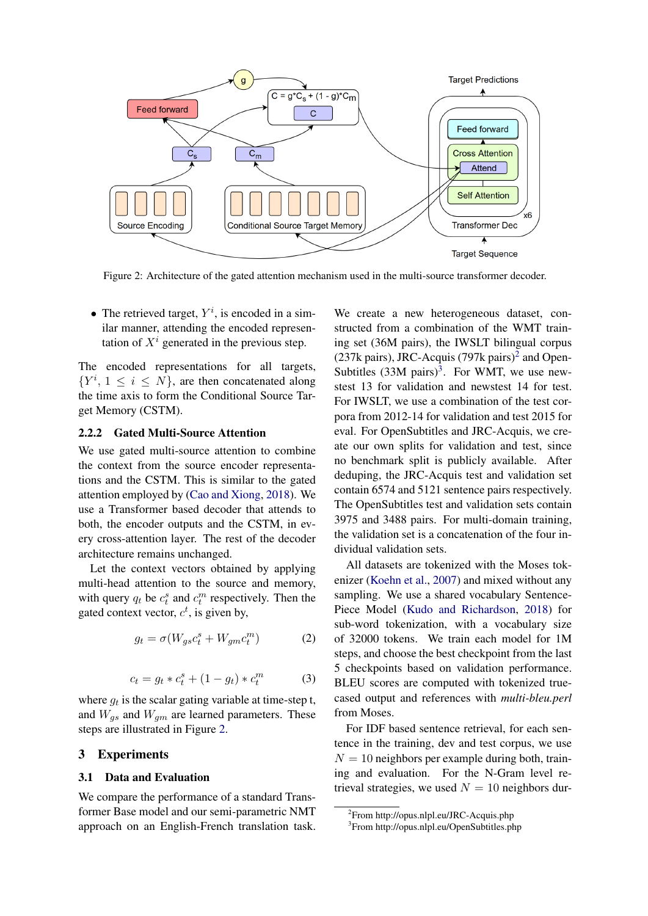Figure 2: Architecture of the gated attention mechanism used in the multi-source transformer decoder.

- The retrieved target, $Y^i$, is encoded in a similar manner, attending the encoded representation of $X^i$ generated in the previous step.

The encoded representations for all targets, $\{Y^i, 1 \leq i \leq N\}$, are then concatenated along the time axis to form the Conditional Source Target Memory (CSTM).

### 2.2.2 Gated Multi-Source Attention

We use gated multi-source attention to combine the context from the source encoder representations and the CSTM. This is similar to the gated attention employed by (Cao and Xiong, 2018). We use a Transformer based decoder that attends to both, the encoder outputs and the CSTM, in every cross-attention layer. The rest of the decoder architecture remains unchanged.

Let the context vectors obtained by applying multi-head attention to the source and memory, with query $q_t$ be $c_t^s$ and $c_t^m$ respectively. Then the gated context vector, $c^t$, is given by,

$$g_t = \sigma(W_{gs}c_t^s + W_{gm}c_t^m) \quad (2)$$

$$c_t = g_t * c_t^s + (1 - g_t) * c_t^m \quad (3)$$

where $g_t$ is the scalar gating variable at time-step t, and $W_{gs}$ and $W_{gm}$ are learned parameters. These steps are illustrated in Figure 2.

## 3 Experiments

### 3.1 Data and Evaluation

We compare the performance of a standard Transformer Base model and our semi-parametric NMT approach on an English-French translation task. We create a new heterogeneous dataset, constructed from a combination of the WMT training set (36M pairs), the IWSLT bilingual corpus (237k pairs), JRC-Acquis (797k pairs)[2] and OpenSubtitles (33M pairs)[3]. For WMT, we use newstest 13 for validation and newstest 14 for test. For IWSLT, we use a combination of the test corpora from 2012-14 for validation and test 2015 for eval. For OpenSubtitles and JRC-Acquis, we create our own splits for validation and test, since no benchmark split is publicly available. After deduping, the JRC-Acquis test and validation set contain 6574 and 5121 sentence pairs respectively. The OpenSubtitles test and validation sets contain 3975 and 3488 pairs. For multi-domain training, the validation set is a concatenation of the four individual validation sets.

All datasets are tokenized with the Moses tokenizer (Koehn et al., 2007) and mixed without any sampling. We use a shared vocabulary SentencePiece Model (Kudo and Richardson, 2018) for sub-word tokenization, with a vocabulary size of 32000 tokens. We train each model for 1M steps, and choose the best checkpoint from the last 5 checkpoints based on validation performance. BLEU scores are computed with tokenized true-cased output and references with *multi-bleu.perl* from Moses.

For IDF based sentence retrieval, for each sentence in the training, dev and test corpus, we use $N = 10$ neighbors per example during both, training and evaluation. For the N-Gram level retrieval strategies, we used $N = 10$ neighbors dur-

[2] From http://opus.nlpl.eu/JRC-Acquis.php

[3] From http://opus.nlpl.eu/OpenSubtitles.php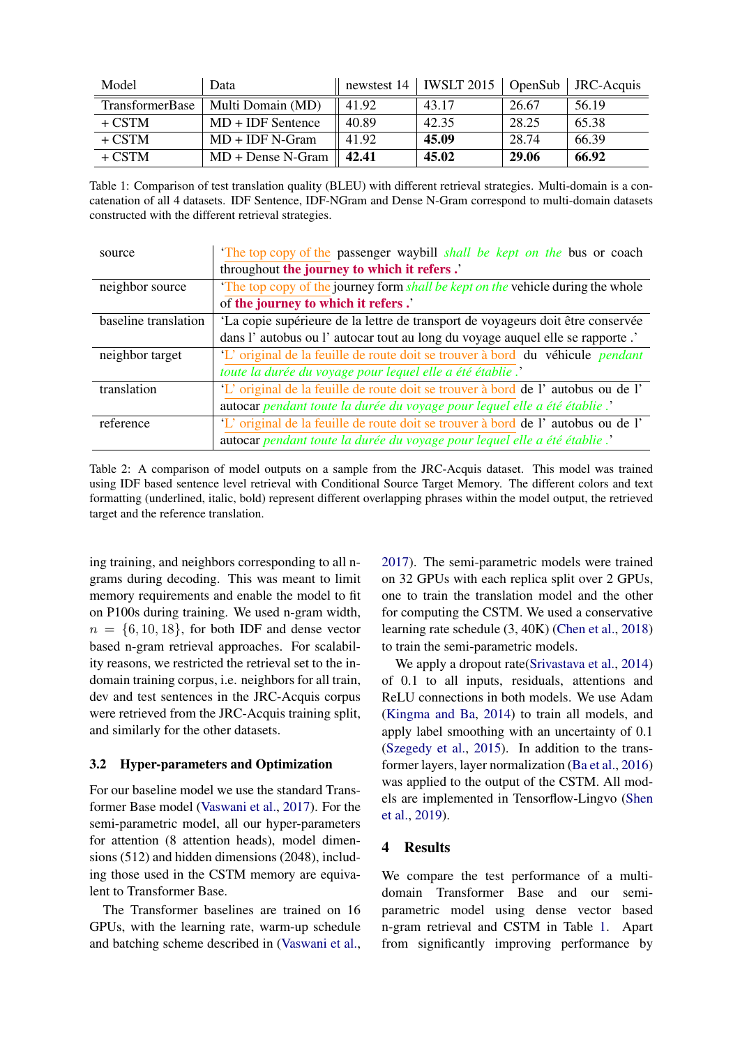| Model | Data | newstest 14 | IWSLT 2015 | OpenSub | JRC-Acquis |
|---|---|---|---|---|---|
| TransformerBase | Multi Domain (MD) | 41.92 | 43.17 | 26.67 | 56.19 |
| + CSTM | MD + IDF Sentence | 40.89 | 42.35 | 28.25 | 65.38 |
| + CSTM | MD + IDF N-Gram | 41.92 | **45.09** | 28.74 | 66.39 |
| + CSTM | MD + Dense N-Gram | **42.41** | **45.02** | **29.06** | **66.92** |

Table 1: Comparison of test translation quality (BLEU) with different retrieval strategies. Multi-domain is a concatenation of all 4 datasets. IDF Sentence, IDF-NGram and Dense N-Gram correspond to multi-domain datasets constructed with the different retrieval strategies.

| | |
|---|---|
| source | '<u>The top copy of the</u> passenger waybill *shall be kept on the* bus or coach throughout **the journey to which it refers .**' |
| neighbor source | '<u>The top copy of the</u> journey form *shall be kept on the* vehicle during the whole of **the journey to which it refers .**' |
| baseline translation | 'La copie supérieure de la lettre de transport de voyageurs doit être conservée dans l' autobus ou l' autocar tout au long du voyage auquel elle se rapporte .' |
| neighbor target | '<u>L' original de la feuille de route doit se trouver à bord</u> du véhicule *pendant toute la durée du voyage pour lequel elle a été établie .*' |
| translation | '<u>L' original de la feuille de route doit se trouver à bord</u> de l' autobus ou de l' autocar *pendant toute la durée du voyage pour lequel elle a été établie .*' |
| reference | '<u>L' original de la feuille de route doit se trouver à bord</u> de l' autobus ou de l' autocar *pendant toute la durée du voyage pour lequel elle a été établie .*' |

Table 2: A comparison of model outputs on a sample from the JRC-Acquis dataset. This model was trained using IDF based sentence level retrieval with Conditional Source Target Memory. The different colors and text formatting (underlined, italic, bold) represent different overlapping phrases within the model output, the retrieved target and the reference translation.

ing training, and neighbors corresponding to all n-grams during decoding. This was meant to limit memory requirements and enable the model to fit on P100s during training. We used n-gram width, $n = \{6, 10, 18\}$, for both IDF and dense vector based n-gram retrieval approaches. For scalability reasons, we restricted the retrieval set to the in-domain training corpus, i.e. neighbors for all train, dev and test sentences in the JRC-Acquis corpus were retrieved from the JRC-Acquis training split, and similarly for the other datasets.

### 3.2 Hyper-parameters and Optimization

For our baseline model we use the standard Transformer Base model (Vaswani et al., 2017). For the semi-parametric model, all our hyper-parameters for attention (8 attention heads), model dimensions (512) and hidden dimensions (2048), including those used in the CSTM memory are equivalent to Transformer Base.

The Transformer baselines are trained on 16 GPUs, with the learning rate, warm-up schedule and batching scheme described in (Vaswani et al., 2017). The semi-parametric models were trained on 32 GPUs with each replica split over 2 GPUs, one to train the translation model and the other for computing the CSTM. We used a conservative learning rate schedule (3, 40K) (Chen et al., 2018) to train the semi-parametric models.

We apply a dropout rate(Srivastava et al., 2014) of 0.1 to all inputs, residuals, attentions and ReLU connections in both models. We use Adam (Kingma and Ba, 2014) to train all models, and apply label smoothing with an uncertainty of 0.1 (Szegedy et al., 2015). In addition to the transformer layers, layer normalization (Ba et al., 2016) was applied to the output of the CSTM. All models are implemented in Tensorflow-Lingvo (Shen et al., 2019).

## 4 Results

We compare the test performance of a multi-domain Transformer Base and our semi-parametric model using dense vector based n-gram retrieval and CSTM in Table 1. Apart from significantly improving performance by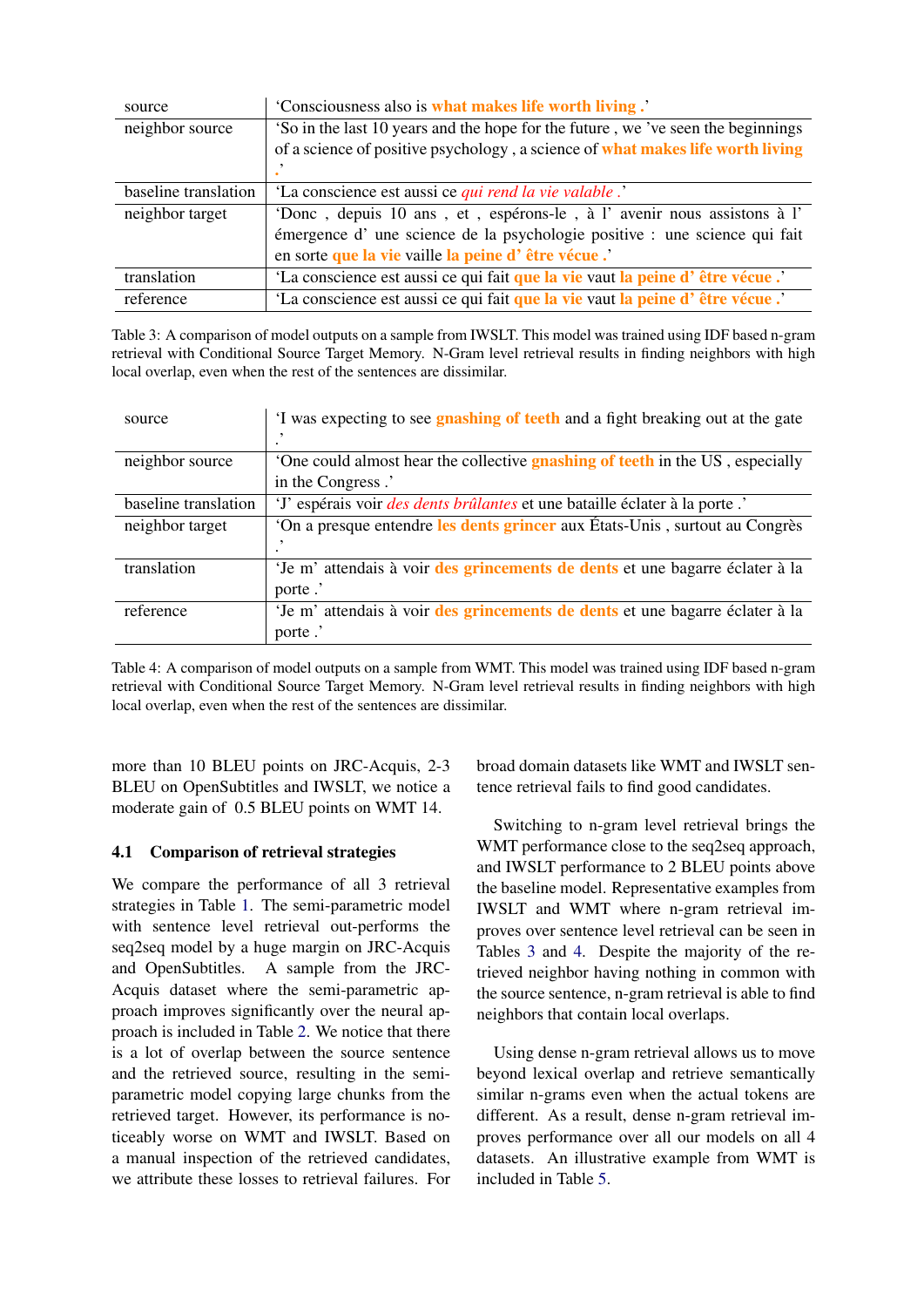| | |
|---|---|
| source | 'Consciousness also is **what makes life worth living .**' |
| neighbor source | 'So in the last 10 years and the hope for the future , we 've seen the beginnings of a science of positive psychology , a science of **what makes life worth living .**' |
| baseline translation | 'La conscience est aussi ce *qui rend la vie valable* .' |
| neighbor target | 'Donc , depuis 10 ans , et , espérons-le , à l' avenir nous assistons à l' émergence d' une science de la psychologie positive : une science qui fait en sorte **que la vie** vaille **la peine d' être vécue .**' |
| translation | 'La conscience est aussi ce qui fait **que la vie** vaut **la peine d' être vécue .**' |
| reference | 'La conscience est aussi ce qui fait **que la vie** vaut **la peine d' être vécue .**' |

Table 3: A comparison of model outputs on a sample from IWSLT. This model was trained using IDF based n-gram retrieval with Conditional Source Target Memory. N-Gram level retrieval results in finding neighbors with high local overlap, even when the rest of the sentences are dissimilar.

| | |
|---|---|
| source | 'I was expecting to see **gnashing of teeth** and a fight breaking out at the gate .' |
| neighbor source | 'One could almost hear the collective **gnashing of teeth** in the US , especially in the Congress .' |
| baseline translation | 'J' espérais voir *des dents brûlantes* et une bataille éclater à la porte .' |
| neighbor target | 'On a presque entendre **les dents grincer** aux États-Unis , surtout au Congrès .' |
| translation | 'Je m' attendais à voir **des grincements de dents** et une bagarre éclater à la porte .' |
| reference | 'Je m' attendais à voir **des grincements de dents** et une bagarre éclater à la porte .' |

Table 4: A comparison of model outputs on a sample from WMT. This model was trained using IDF based n-gram retrieval with Conditional Source Target Memory. N-Gram level retrieval results in finding neighbors with high local overlap, even when the rest of the sentences are dissimilar.

more than 10 BLEU points on JRC-Acquis, 2-3 BLEU on OpenSubtitles and IWSLT, we notice a moderate gain of 0.5 BLEU points on WMT 14.

### 4.1 Comparison of retrieval strategies

We compare the performance of all 3 retrieval strategies in Table 1. The semi-parametric model with sentence level retrieval out-performs the seq2seq model by a huge margin on JRC-Acquis and OpenSubtitles. A sample from the JRC-Acquis dataset where the semi-parametric approach improves significantly over the neural approach is included in Table 2. We notice that there is a lot of overlap between the source sentence and the retrieved source, resulting in the semi-parametric model copying large chunks from the retrieved target. However, its performance is noticeably worse on WMT and IWSLT. Based on a manual inspection of the retrieved candidates, we attribute these losses to retrieval failures. For broad domain datasets like WMT and IWSLT sentence retrieval fails to find good candidates.

Switching to n-gram level retrieval brings the WMT performance close to the seq2seq approach, and IWSLT performance to 2 BLEU points above the baseline model. Representative examples from IWSLT and WMT where n-gram retrieval improves over sentence level retrieval can be seen in Tables 3 and 4. Despite the majority of the retrieved neighbor having nothing in common with the source sentence, n-gram retrieval is able to find neighbors that contain local overlaps.

Using dense n-gram retrieval allows us to move beyond lexical overlap and retrieve semantically similar n-grams even when the actual tokens are different. As a result, dense n-gram retrieval improves performance over all our models on all 4 datasets. An illustrative example from WMT is included in Table 5.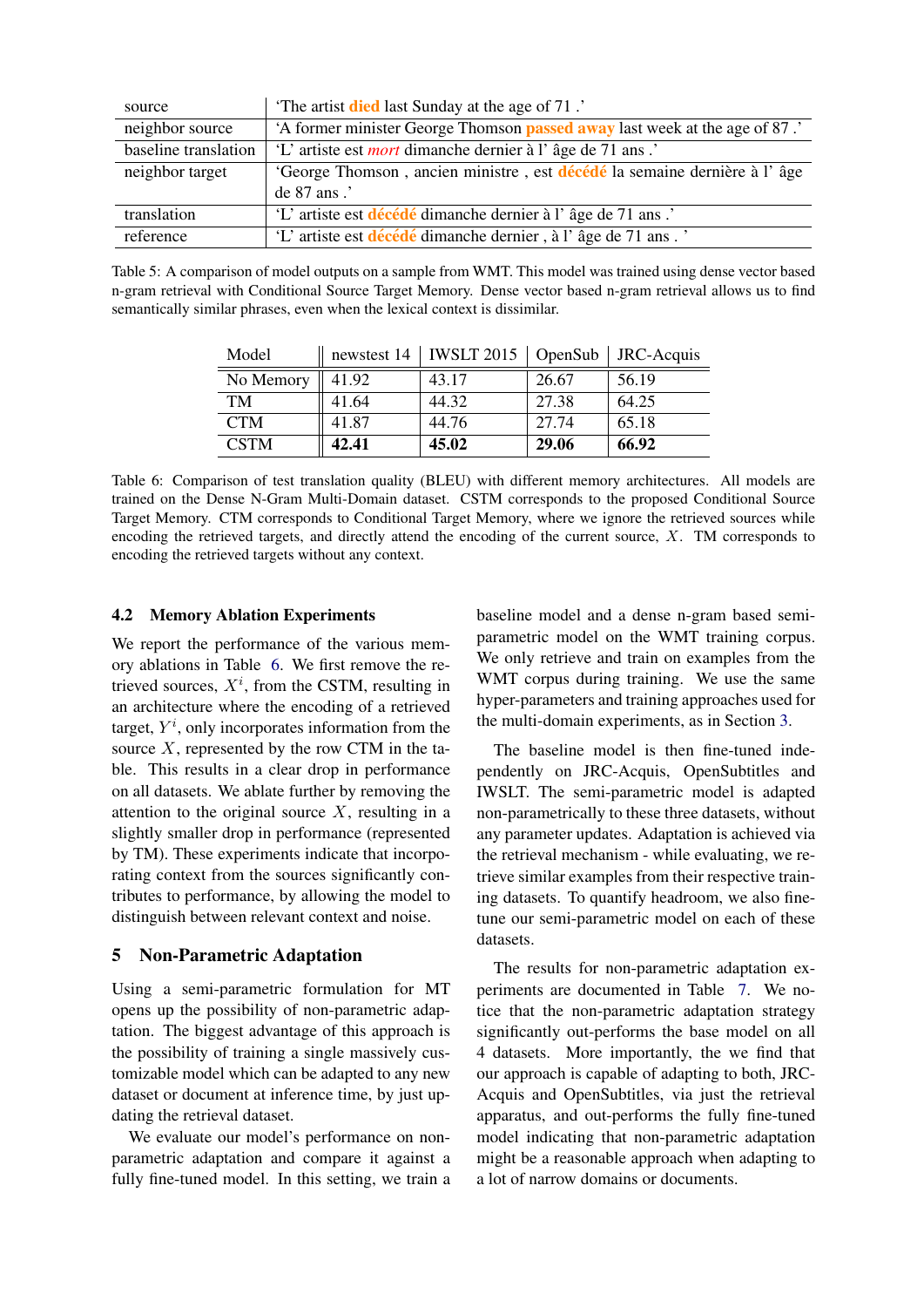| source | 'The artist **died** last Sunday at the age of 71 .' |
|---|---|
| neighbor source | 'A former minister George Thomson **passed away** last week at the age of 87 .' |
| baseline translation | 'L' artiste est *mort* dimanche dernier à l' âge de 71 ans .' |
| neighbor target | 'George Thomson , ancien ministre , est **décédé** la semaine dernière à l' âge de 87 ans .' |
| translation | 'L' artiste est **décédé** dimanche dernier à l' âge de 71 ans .' |
| reference | 'L' artiste est **décédé** dimanche dernier , à l' âge de 71 ans . ' |

Table 5: A comparison of model outputs on a sample from WMT. This model was trained using dense vector based n-gram retrieval with Conditional Source Target Memory. Dense vector based n-gram retrieval allows us to find semantically similar phrases, even when the lexical context is dissimilar.

| Model | newstest 14 | IWSLT 2015 | OpenSub | JRC-Acquis |
|---|---|---|---|---|
| No Memory | 41.92 | 43.17 | 26.67 | 56.19 |
| TM | 41.64 | 44.32 | 27.38 | 64.25 |
| CTM | 41.87 | 44.76 | 27.74 | 65.18 |
| CSTM | **42.41** | **45.02** | **29.06** | **66.92** |

Table 6: Comparison of test translation quality (BLEU) with different memory architectures. All models are trained on the Dense N-Gram Multi-Domain dataset. CSTM corresponds to the proposed Conditional Source Target Memory. CTM corresponds to Conditional Target Memory, where we ignore the retrieved sources while encoding the retrieved targets, and directly attend the encoding of the current source, $X$. TM corresponds to encoding the retrieved targets without any context.

### 4.2 Memory Ablation Experiments

We report the performance of the various memory ablations in Table 6. We first remove the retrieved sources, $X^i$, from the CSTM, resulting in an architecture where the encoding of a retrieved target, $Y^i$, only incorporates information from the source $X$, represented by the row CTM in the table. This results in a clear drop in performance on all datasets. We ablate further by removing the attention to the original source $X$, resulting in a slightly smaller drop in performance (represented by TM). These experiments indicate that incorporating context from the sources significantly contributes to performance, by allowing the model to distinguish between relevant context and noise.

## 5 Non-Parametric Adaptation

Using a semi-parametric formulation for MT opens up the possibility of non-parametric adaptation. The biggest advantage of this approach is the possibility of training a single massively customizable model which can be adapted to any new dataset or document at inference time, by just updating the retrieval dataset.

We evaluate our model's performance on non-parametric adaptation and compare it against a fully fine-tuned model. In this setting, we train a baseline model and a dense n-gram based semi-parametric model on the WMT training corpus. We only retrieve and train on examples from the WMT corpus during training. We use the same hyper-parameters and training approaches used for the multi-domain experiments, as in Section 3.

The baseline model is then fine-tuned independently on JRC-Acquis, OpenSubtitles and IWSLT. The semi-parametric model is adapted non-parametrically to these three datasets, without any parameter updates. Adaptation is achieved via the retrieval mechanism - while evaluating, we retrieve similar examples from their respective training datasets. To quantify headroom, we also fine-tune our semi-parametric model on each of these datasets.

The results for non-parametric adaptation experiments are documented in Table 7. We notice that the non-parametric adaptation strategy significantly out-performs the base model on all 4 datasets. More importantly, the we find that our approach is capable of adapting to both, JRC-Acquis and OpenSubtitles, via just the retrieval apparatus, and out-performs the fully fine-tuned model indicating that non-parametric adaptation might be a reasonable approach when adapting to a lot of narrow domains or documents.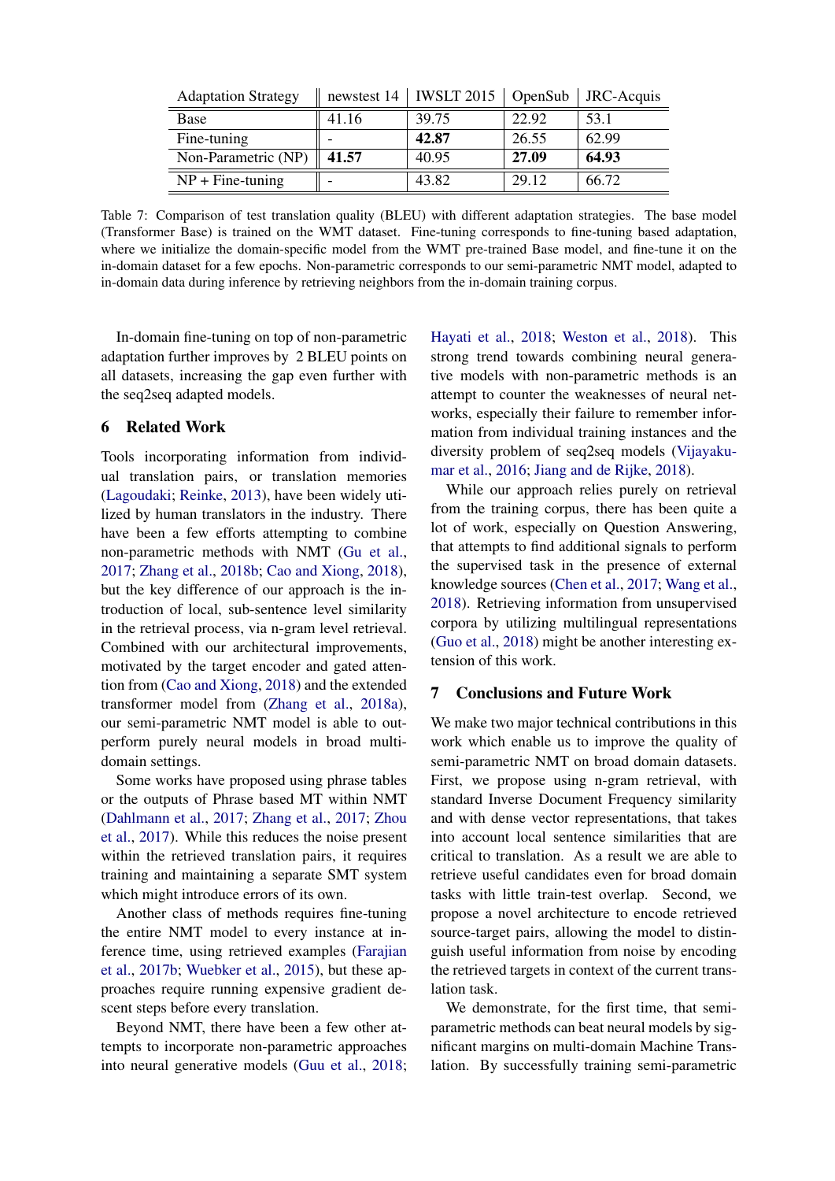| Adaptation Strategy | newstest 14 | IWSLT 2015 | OpenSub | JRC-Acquis |
|---|---|---|---|---|
| Base | 41.16 | 39.75 | 22.92 | 53.1 |
| Fine-tuning | - | **42.87** | 26.55 | 62.99 |
| Non-Parametric (NP) | **41.57** | 40.95 | **27.09** | **64.93** |
| NP + Fine-tuning | - | 43.82 | 29.12 | 66.72 |

Table 7: Comparison of test translation quality (BLEU) with different adaptation strategies. The base model (Transformer Base) is trained on the WMT dataset. Fine-tuning corresponds to fine-tuning based adaptation, where we initialize the domain-specific model from the WMT pre-trained Base model, and fine-tune it on the in-domain dataset for a few epochs. Non-parametric corresponds to our semi-parametric NMT model, adapted to in-domain data during inference by retrieving neighbors from the in-domain training corpus.

In-domain fine-tuning on top of non-parametric adaptation further improves by 2 BLEU points on all datasets, increasing the gap even further with the seq2seq adapted models.

## 6 Related Work

Tools incorporating information from individual translation pairs, or translation memories (Lagoudaki; Reinke, 2013), have been widely utilized by human translators in the industry. There have been a few efforts attempting to combine non-parametric methods with NMT (Gu et al., 2017; Zhang et al., 2018b; Cao and Xiong, 2018), but the key difference of our approach is the introduction of local, sub-sentence level similarity in the retrieval process, via n-gram level retrieval. Combined with our architectural improvements, motivated by the target encoder and gated attention from (Cao and Xiong, 2018) and the extended transformer model from (Zhang et al., 2018a), our semi-parametric NMT model is able to outperform purely neural models in broad multi-domain settings.

Some works have proposed using phrase tables or the outputs of Phrase based MT within NMT (Dahlmann et al., 2017; Zhang et al., 2017; Zhou et al., 2017). While this reduces the noise present within the retrieved translation pairs, it requires training and maintaining a separate SMT system which might introduce errors of its own.

Another class of methods requires fine-tuning the entire NMT model to every instance at inference time, using retrieved examples (Farajian et al., 2017b; Wuebker et al., 2015), but these approaches require running expensive gradient descent steps before every translation.

Beyond NMT, there have been a few other attempts to incorporate non-parametric approaches into neural generative models (Guu et al., 2018; Hayati et al., 2018; Weston et al., 2018). This strong trend towards combining neural generative models with non-parametric methods is an attempt to counter the weaknesses of neural networks, especially their failure to remember information from individual training instances and the diversity problem of seq2seq models (Vijayakumar et al., 2016; Jiang and de Rijke, 2018).

While our approach relies purely on retrieval from the training corpus, there has been quite a lot of work, especially on Question Answering, that attempts to find additional signals to perform the supervised task in the presence of external knowledge sources (Chen et al., 2017; Wang et al., 2018). Retrieving information from unsupervised corpora by utilizing multilingual representations (Guo et al., 2018) might be another interesting extension of this work.

## 7 Conclusions and Future Work

We make two major technical contributions in this work which enable us to improve the quality of semi-parametric NMT on broad domain datasets. First, we propose using n-gram retrieval, with standard Inverse Document Frequency similarity and with dense vector representations, that takes into account local sentence similarities that are critical to translation. As a result we are able to retrieve useful candidates even for broad domain tasks with little train-test overlap. Second, we propose a novel architecture to encode retrieved source-target pairs, allowing the model to distinguish useful information from noise by encoding the retrieved targets in context of the current translation task.

We demonstrate, for the first time, that semi-parametric methods can beat neural models by significant margins on multi-domain Machine Translation. By successfully training semi-parametric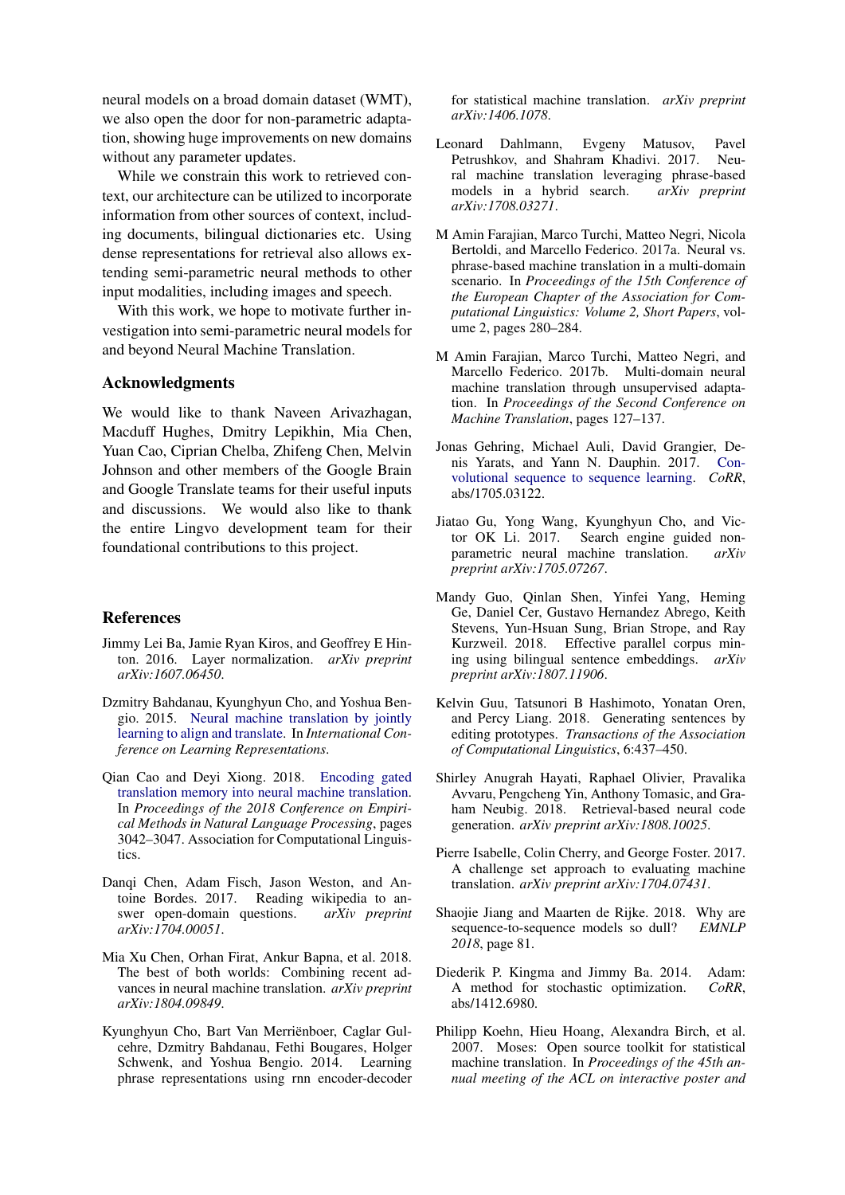neural models on a broad domain dataset (WMT), we also open the door for non-parametric adaptation, showing huge improvements on new domains without any parameter updates.

While we constrain this work to retrieved context, our architecture can be utilized to incorporate information from other sources of context, including documents, bilingual dictionaries etc. Using dense representations for retrieval also allows extending semi-parametric neural methods to other input modalities, including images and speech.

With this work, we hope to motivate further investigation into semi-parametric neural models for and beyond Neural Machine Translation.

## Acknowledgments

We would like to thank Naveen Arivazhagan, Macduff Hughes, Dmitry Lepikhin, Mia Chen, Yuan Cao, Ciprian Chelba, Zhifeng Chen, Melvin Johnson and other members of the Google Brain and Google Translate teams for their useful inputs and discussions. We would also like to thank the entire Lingvo development team for their foundational contributions to this project.

## References

Jimmy Lei Ba, Jamie Ryan Kiros, and Geoffrey E Hinton. 2016. Layer normalization. *arXiv preprint arXiv:1607.06450*.

Dzmitry Bahdanau, Kyunghyun Cho, and Yoshua Bengio. 2015. Neural machine translation by jointly learning to align and translate. In *International Conference on Learning Representations*.

Qian Cao and Deyi Xiong. 2018. Encoding gated translation memory into neural machine translation. In *Proceedings of the 2018 Conference on Empirical Methods in Natural Language Processing*, pages 3042–3047. Association for Computational Linguistics.

Danqi Chen, Adam Fisch, Jason Weston, and Antoine Bordes. 2017. Reading wikipedia to answer open-domain questions. *arXiv preprint arXiv:1704.00051*.

Mia Xu Chen, Orhan Firat, Ankur Bapna, et al. 2018. The best of both worlds: Combining recent advances in neural machine translation. *arXiv preprint arXiv:1804.09849*.

Kyunghyun Cho, Bart Van Merriënboer, Caglar Gulcehre, Dzmitry Bahdanau, Fethi Bougares, Holger Schwenk, and Yoshua Bengio. 2014. Learning phrase representations using rnn encoder-decoder for statistical machine translation. *arXiv preprint arXiv:1406.1078*.

Leonard Dahlmann, Evgeny Matusov, Pavel Petrushkov, and Shahram Khadivi. 2017. Neural machine translation leveraging phrase-based models in a hybrid search. *arXiv preprint arXiv:1708.03271*.

M Amin Farajian, Marco Turchi, Matteo Negri, Nicola Bertoldi, and Marcello Federico. 2017a. Neural vs. phrase-based machine translation in a multi-domain scenario. In *Proceedings of the 15th Conference of the European Chapter of the Association for Computational Linguistics: Volume 2, Short Papers*, volume 2, pages 280–284.

M Amin Farajian, Marco Turchi, Matteo Negri, and Marcello Federico. 2017b. Multi-domain neural machine translation through unsupervised adaptation. In *Proceedings of the Second Conference on Machine Translation*, pages 127–137.

Jonas Gehring, Michael Auli, David Grangier, Denis Yarats, and Yann N. Dauphin. 2017. Convolutional sequence to sequence learning. *CoRR*, abs/1705.03122.

Jiatao Gu, Yong Wang, Kyunghyun Cho, and Victor OK Li. 2017. Search engine guided non-parametric neural machine translation. *arXiv preprint arXiv:1705.07267*.

Mandy Guo, Qinlan Shen, Yinfei Yang, Heming Ge, Daniel Cer, Gustavo Hernandez Abrego, Keith Stevens, Yun-Hsuan Sung, Brian Strope, and Ray Kurzweil. 2018. Effective parallel corpus mining using bilingual sentence embeddings. *arXiv preprint arXiv:1807.11906*.

Kelvin Guu, Tatsunori B Hashimoto, Yonatan Oren, and Percy Liang. 2018. Generating sentences by editing prototypes. *Transactions of the Association of Computational Linguistics*, 6:437–450.

Shirley Anugrah Hayati, Raphael Olivier, Pravalika Avvaru, Pengcheng Yin, Anthony Tomasic, and Graham Neubig. 2018. Retrieval-based neural code generation. *arXiv preprint arXiv:1808.10025*.

Pierre Isabelle, Colin Cherry, and George Foster. 2017. A challenge set approach to evaluating machine translation. *arXiv preprint arXiv:1704.07431*.

Shaojie Jiang and Maarten de Rijke. 2018. Why are sequence-to-sequence models so dull? *EMNLP 2018*, page 81.

Diederik P. Kingma and Jimmy Ba. 2014. Adam: A method for stochastic optimization. *CoRR*, abs/1412.6980.

Philipp Koehn, Hieu Hoang, Alexandra Birch, et al. 2007. Moses: Open source toolkit for statistical machine translation. In *Proceedings of the 45th annual meeting of the ACL on interactive poster and*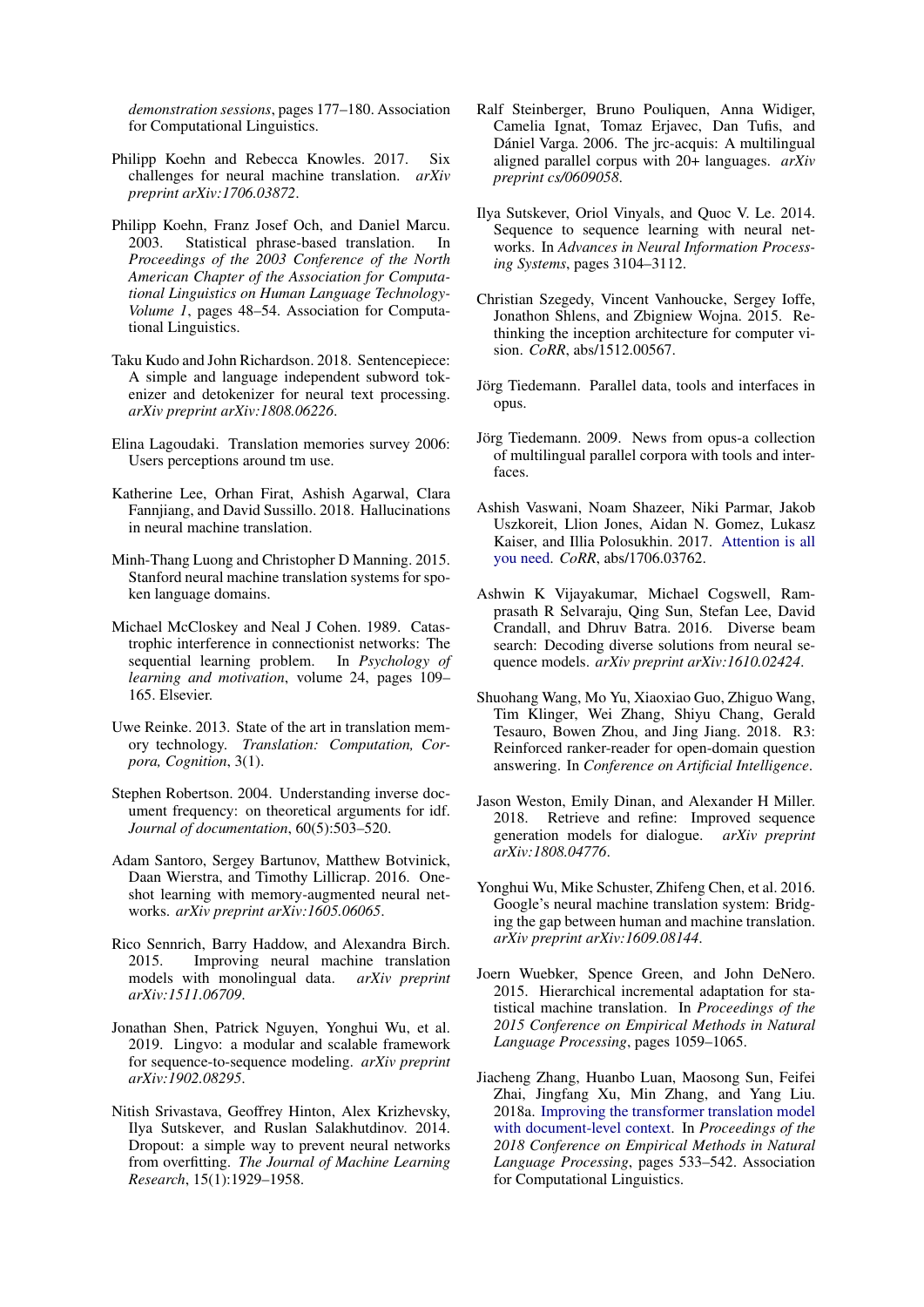*demonstration sessions*, pages 177–180. Association for Computational Linguistics.

Philipp Koehn and Rebecca Knowles. 2017. Six challenges for neural machine translation. *arXiv preprint arXiv:1706.03872*.

Philipp Koehn, Franz Josef Och, and Daniel Marcu. 2003. Statistical phrase-based translation. In *Proceedings of the 2003 Conference of the North American Chapter of the Association for Computational Linguistics on Human Language Technology-Volume 1*, pages 48–54. Association for Computational Linguistics.

Taku Kudo and John Richardson. 2018. Sentencepiece: A simple and language independent subword tokenizer and detokenizer for neural text processing. *arXiv preprint arXiv:1808.06226*.

Elina Lagoudaki. Translation memories survey 2006: Users perceptions around tm use.

Katherine Lee, Orhan Firat, Ashish Agarwal, Clara Fannjiang, and David Sussillo. 2018. Hallucinations in neural machine translation.

Minh-Thang Luong and Christopher D Manning. 2015. Stanford neural machine translation systems for spoken language domains.

Michael McCloskey and Neal J Cohen. 1989. Catastrophic interference in connectionist networks: The sequential learning problem. In *Psychology of learning and motivation*, volume 24, pages 109–165. Elsevier.

Uwe Reinke. 2013. State of the art in translation memory technology. *Translation: Computation, Corpora, Cognition*, 3(1).

Stephen Robertson. 2004. Understanding inverse document frequency: on theoretical arguments for idf. *Journal of documentation*, 60(5):503–520.

Adam Santoro, Sergey Bartunov, Matthew Botvinick, Daan Wierstra, and Timothy Lillicrap. 2016. One-shot learning with memory-augmented neural networks. *arXiv preprint arXiv:1605.06065*.

Rico Sennrich, Barry Haddow, and Alexandra Birch. 2015. Improving neural machine translation models with monolingual data. *arXiv preprint arXiv:1511.06709*.

Jonathan Shen, Patrick Nguyen, Yonghui Wu, et al. 2019. Lingvo: a modular and scalable framework for sequence-to-sequence modeling. *arXiv preprint arXiv:1902.08295*.

Nitish Srivastava, Geoffrey Hinton, Alex Krizhevsky, Ilya Sutskever, and Ruslan Salakhutdinov. 2014. Dropout: a simple way to prevent neural networks from overfitting. *The Journal of Machine Learning Research*, 15(1):1929–1958.

Ralf Steinberger, Bruno Pouliquen, Anna Widiger, Camelia Ignat, Tomaz Erjavec, Dan Tufis, and Dániel Varga. 2006. The jrc-acquis: A multilingual aligned parallel corpus with 20+ languages. *arXiv preprint cs/0609058*.

Ilya Sutskever, Oriol Vinyals, and Quoc V. Le. 2014. Sequence to sequence learning with neural networks. In *Advances in Neural Information Processing Systems*, pages 3104–3112.

Christian Szegedy, Vincent Vanhoucke, Sergey Ioffe, Jonathon Shlens, and Zbigniew Wojna. 2015. Rethinking the inception architecture for computer vision. *CoRR*, abs/1512.00567.

Jörg Tiedemann. Parallel data, tools and interfaces in opus.

Jörg Tiedemann. 2009. News from opus-a collection of multilingual parallel corpora with tools and interfaces.

Ashish Vaswani, Noam Shazeer, Niki Parmar, Jakob Uszkoreit, Llion Jones, Aidan N. Gomez, Lukasz Kaiser, and Illia Polosukhin. 2017. Attention is all you need. *CoRR*, abs/1706.03762.

Ashwin K Vijayakumar, Michael Cogswell, Ramprasath R Selvaraju, Qing Sun, Stefan Lee, David Crandall, and Dhruv Batra. 2016. Diverse beam search: Decoding diverse solutions from neural sequence models. *arXiv preprint arXiv:1610.02424*.

Shuohang Wang, Mo Yu, Xiaoxiao Guo, Zhiguo Wang, Tim Klinger, Wei Zhang, Shiyu Chang, Gerald Tesauro, Bowen Zhou, and Jing Jiang. 2018. R3: Reinforced ranker-reader for open-domain question answering. In *Conference on Artificial Intelligence*.

Jason Weston, Emily Dinan, and Alexander H Miller. 2018. Retrieve and refine: Improved sequence generation models for dialogue. *arXiv preprint arXiv:1808.04776*.

Yonghui Wu, Mike Schuster, Zhifeng Chen, et al. 2016. Google's neural machine translation system: Bridging the gap between human and machine translation. *arXiv preprint arXiv:1609.08144*.

Joern Wuebker, Spence Green, and John DeNero. 2015. Hierarchical incremental adaptation for statistical machine translation. In *Proceedings of the 2015 Conference on Empirical Methods in Natural Language Processing*, pages 1059–1065.

Jiacheng Zhang, Huanbo Luan, Maosong Sun, Feifei Zhai, Jingfang Xu, Min Zhang, and Yang Liu. 2018a. Improving the transformer translation model with document-level context. In *Proceedings of the 2018 Conference on Empirical Methods in Natural Language Processing*, pages 533–542. Association for Computational Linguistics.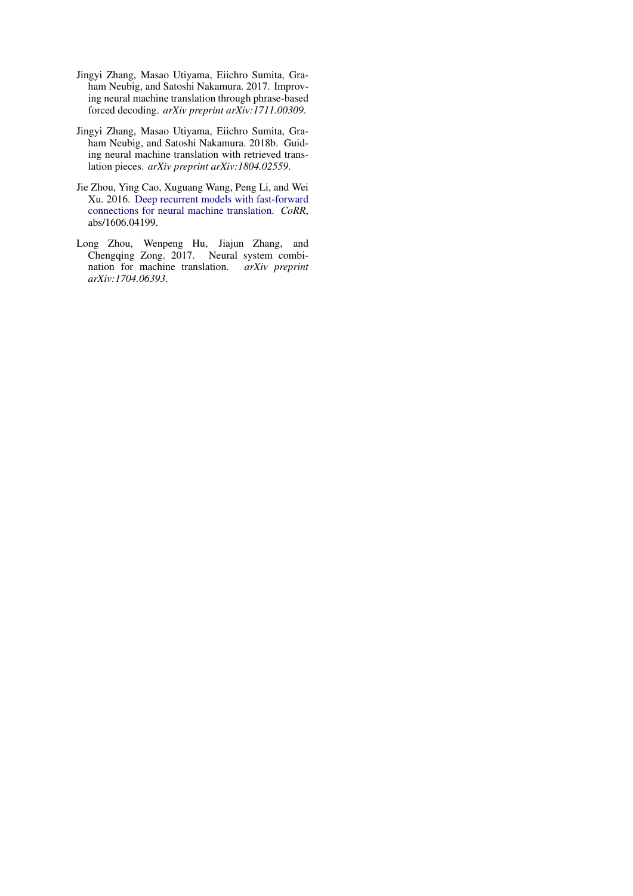Jingyi Zhang, Masao Utiyama, Eiichro Sumita, Graham Neubig, and Satoshi Nakamura. 2017. Improving neural machine translation through phrase-based forced decoding. *arXiv preprint arXiv:1711.00309*.

Jingyi Zhang, Masao Utiyama, Eiichro Sumita, Graham Neubig, and Satoshi Nakamura. 2018b. Guiding neural machine translation with retrieved translation pieces. *arXiv preprint arXiv:1804.02559*.

Jie Zhou, Ying Cao, Xuguang Wang, Peng Li, and Wei Xu. 2016. Deep recurrent models with fast-forward connections for neural machine translation. *CoRR*, abs/1606.04199.

Long Zhou, Wenpeng Hu, Jiajun Zhang, and Chengqing Zong. 2017. Neural system combination for machine translation. *arXiv preprint arXiv:1704.06393*.